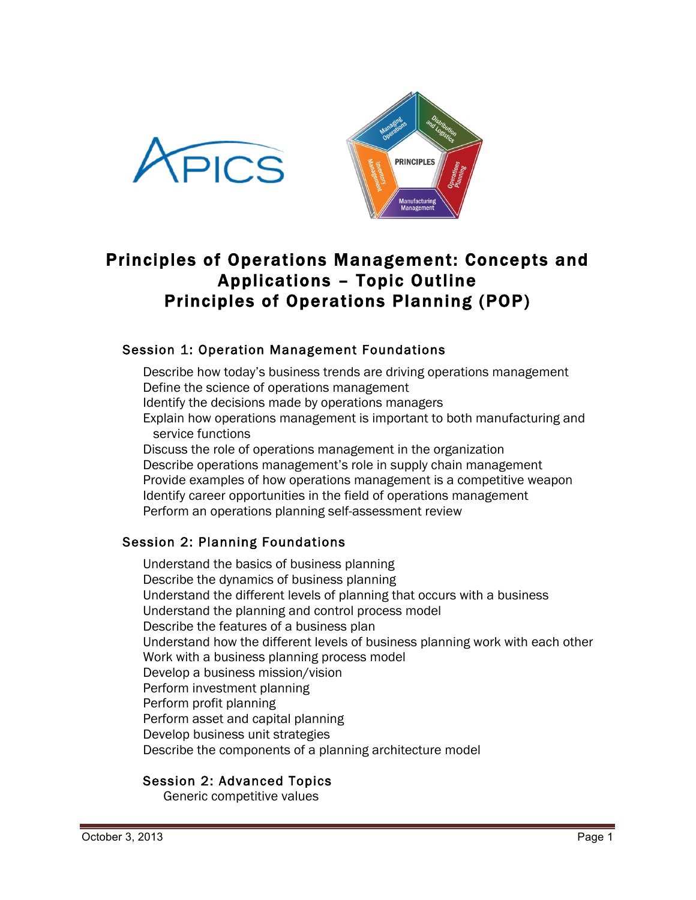# Principles of Operations Management: Concepts and Applications – Topic Outline
# Principles of Operations Planning (POP)

## Session 1: Operation Management Foundations

Describe how today's business trends are driving operations management
Define the science of operations management
Identify the decisions made by operations managers
Explain how operations management is important to both manufacturing and service functions
Discuss the role of operations management in the organization
Describe operations management's role in supply chain management
Provide examples of how operations management is a competitive weapon
Identify career opportunities in the field of operations management
Perform an operations planning self-assessment review

## Session 2: Planning Foundations

Understand the basics of business planning
Describe the dynamics of business planning
Understand the different levels of planning that occurs with a business
Understand the planning and control process model
Describe the features of a business plan
Understand how the different levels of business planning work with each other
Work with a business planning process model
Develop a business mission/vision
Perform investment planning
Perform profit planning
Perform asset and capital planning
Develop business unit strategies
Describe the components of a planning architecture model

### Session 2: Advanced Topics

Generic competitive values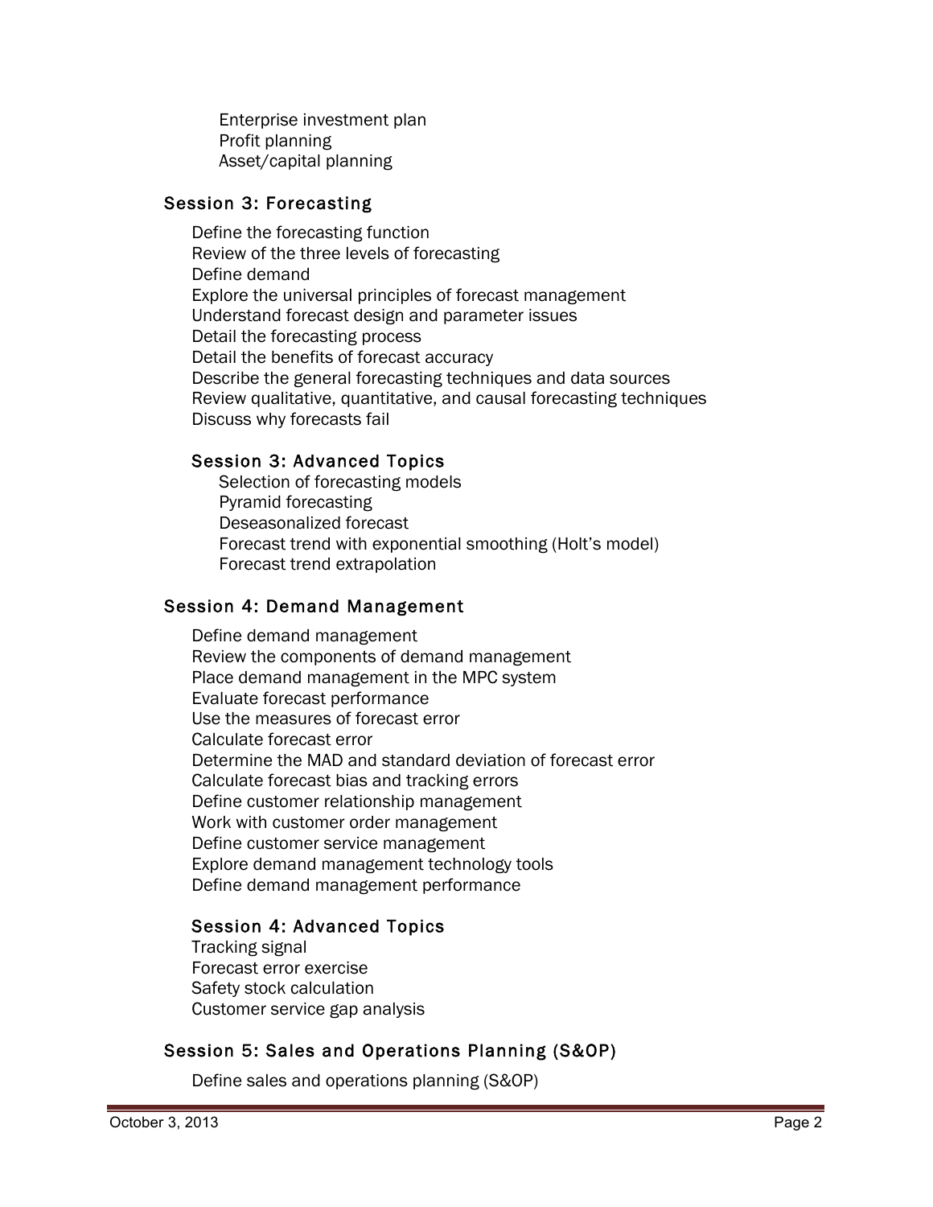Enterprise investment plan
Profit planning
Asset/capital planning

## Session 3: Forecasting

Define the forecasting function
Review of the three levels of forecasting
Define demand
Explore the universal principles of forecast management
Understand forecast design and parameter issues
Detail the forecasting process
Detail the benefits of forecast accuracy
Describe the general forecasting techniques and data sources
Review qualitative, quantitative, and causal forecasting techniques
Discuss why forecasts fail

### Session 3: Advanced Topics

Selection of forecasting models
Pyramid forecasting
Deseasonalized forecast
Forecast trend with exponential smoothing (Holt's model)
Forecast trend extrapolation

## Session 4: Demand Management

Define demand management
Review the components of demand management
Place demand management in the MPC system
Evaluate forecast performance
Use the measures of forecast error
Calculate forecast error
Determine the MAD and standard deviation of forecast error
Calculate forecast bias and tracking errors
Define customer relationship management
Work with customer order management
Define customer service management
Explore demand management technology tools
Define demand management performance

### Session 4: Advanced Topics

Tracking signal
Forecast error exercise
Safety stock calculation
Customer service gap analysis

## Session 5: Sales and Operations Planning (S&OP)

Define sales and operations planning (S&OP)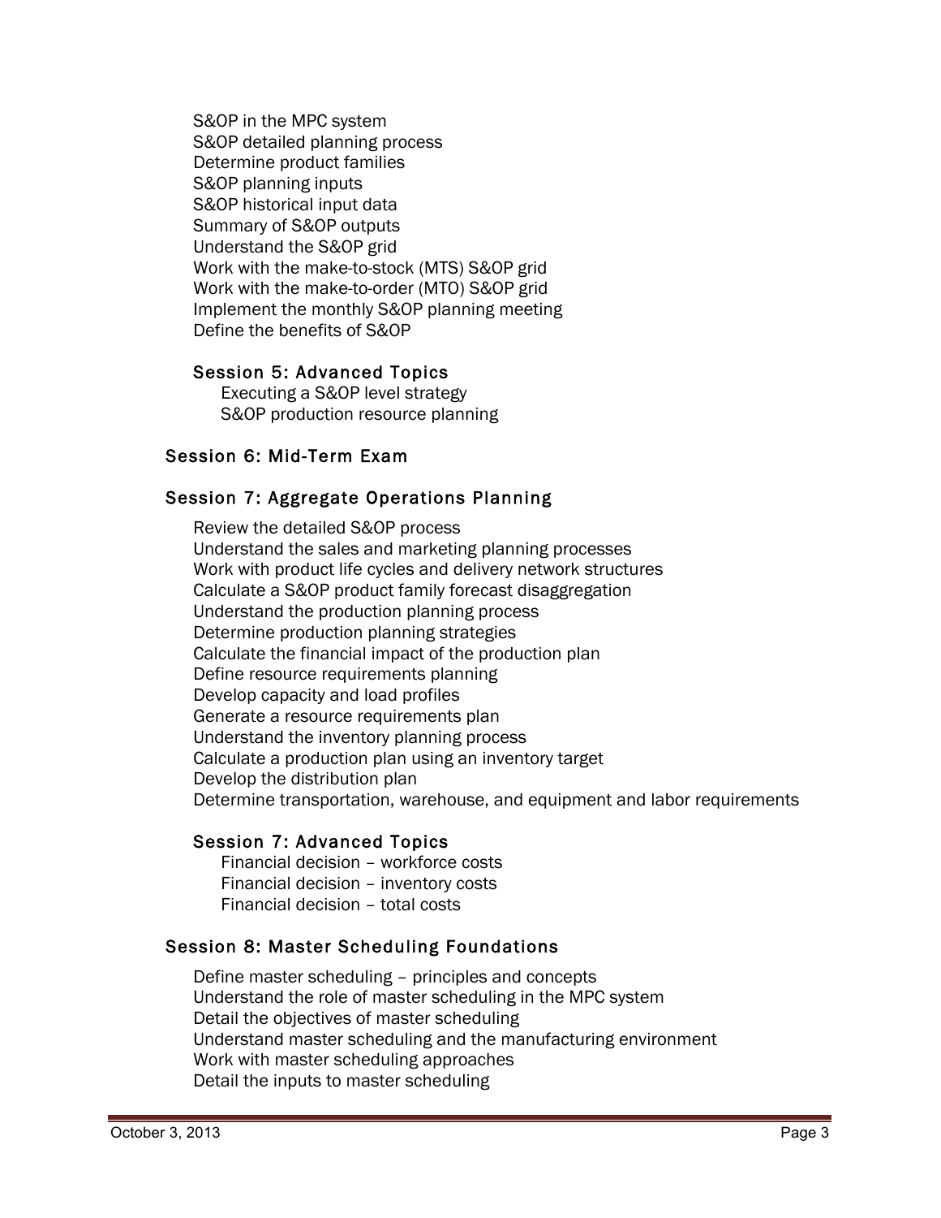S&OP in the MPC system
S&OP detailed planning process
Determine product families
S&OP planning inputs
S&OP historical input data
Summary of S&OP outputs
Understand the S&OP grid
Work with the make-to-stock (MTS) S&OP grid
Work with the make-to-order (MTO) S&OP grid
Implement the monthly S&OP planning meeting
Define the benefits of S&OP

### Session 5: Advanced Topics

Executing a S&OP level strategy
S&OP production resource planning

## Session 6: Mid-Term Exam

## Session 7: Aggregate Operations Planning

Review the detailed S&OP process
Understand the sales and marketing planning processes
Work with product life cycles and delivery network structures
Calculate a S&OP product family forecast disaggregation
Understand the production planning process
Determine production planning strategies
Calculate the financial impact of the production plan
Define resource requirements planning
Develop capacity and load profiles
Generate a resource requirements plan
Understand the inventory planning process
Calculate a production plan using an inventory target
Develop the distribution plan
Determine transportation, warehouse, and equipment and labor requirements

### Session 7: Advanced Topics

Financial decision – workforce costs
Financial decision – inventory costs
Financial decision – total costs

## Session 8: Master Scheduling Foundations

Define master scheduling – principles and concepts
Understand the role of master scheduling in the MPC system
Detail the objectives of master scheduling
Understand master scheduling and the manufacturing environment
Work with master scheduling approaches
Detail the inputs to master scheduling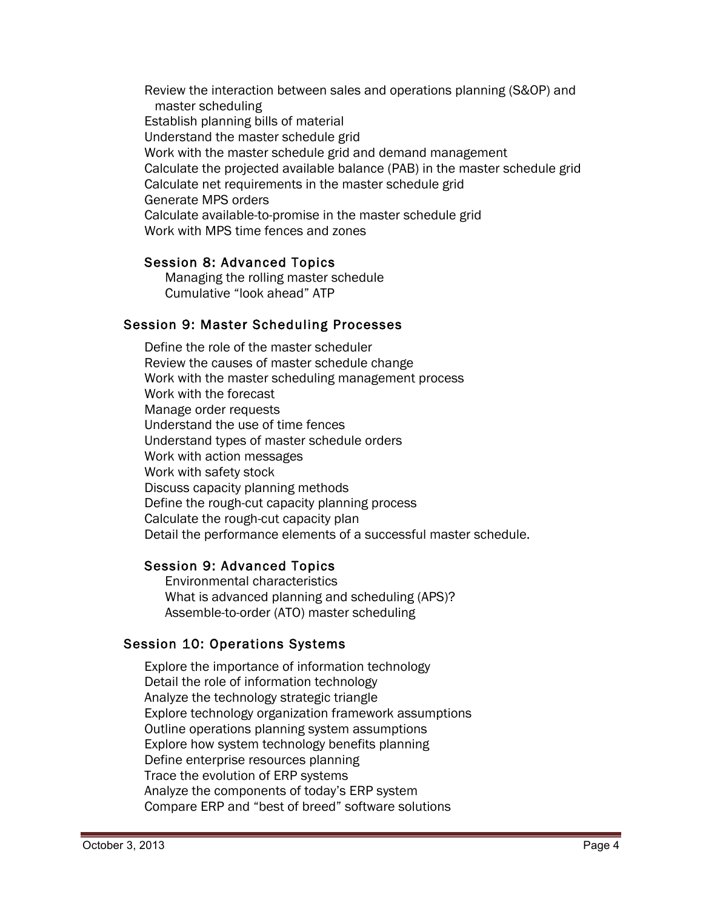Review the interaction between sales and operations planning (S&OP) and master scheduling
Establish planning bills of material
Understand the master schedule grid
Work with the master schedule grid and demand management
Calculate the projected available balance (PAB) in the master schedule grid
Calculate net requirements in the master schedule grid
Generate MPS orders
Calculate available-to-promise in the master schedule grid
Work with MPS time fences and zones

### Session 8: Advanced Topics

Managing the rolling master schedule
Cumulative "look ahead" ATP

## Session 9: Master Scheduling Processes

Define the role of the master scheduler
Review the causes of master schedule change
Work with the master scheduling management process
Work with the forecast
Manage order requests
Understand the use of time fences
Understand types of master schedule orders
Work with action messages
Work with safety stock
Discuss capacity planning methods
Define the rough-cut capacity planning process
Calculate the rough-cut capacity plan
Detail the performance elements of a successful master schedule.

### Session 9: Advanced Topics

Environmental characteristics
What is advanced planning and scheduling (APS)?
Assemble-to-order (ATO) master scheduling

## Session 10: Operations Systems

Explore the importance of information technology
Detail the role of information technology
Analyze the technology strategic triangle
Explore technology organization framework assumptions
Outline operations planning system assumptions
Explore how system technology benefits planning
Define enterprise resources planning
Trace the evolution of ERP systems
Analyze the components of today's ERP system
Compare ERP and "best of breed" software solutions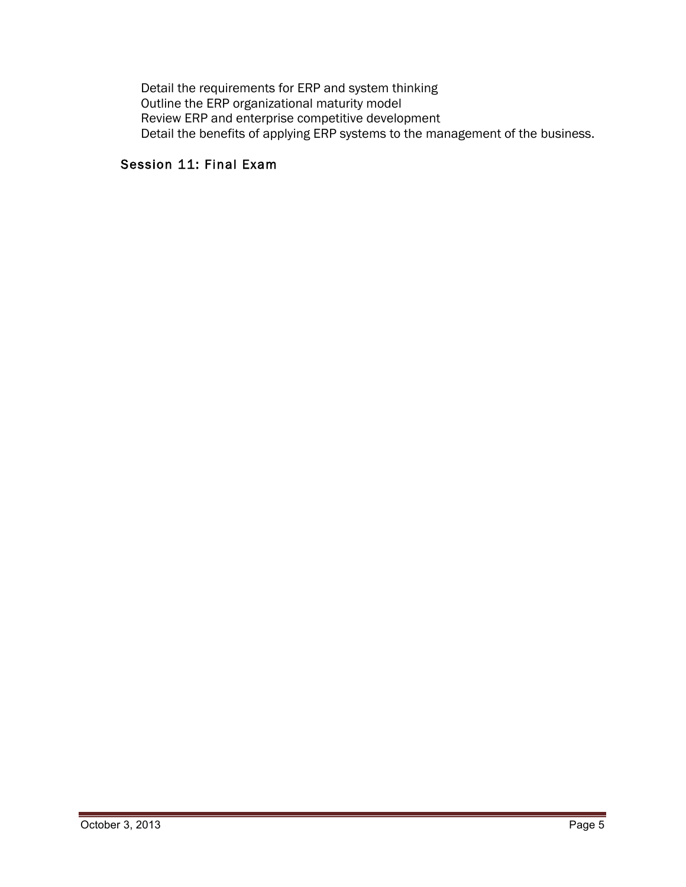- Detail the requirements for ERP and system thinking
- Outline the ERP organizational maturity model
- Review ERP and enterprise competitive development
- Detail the benefits of applying ERP systems to the management of the business.

### Session 11: Final Exam